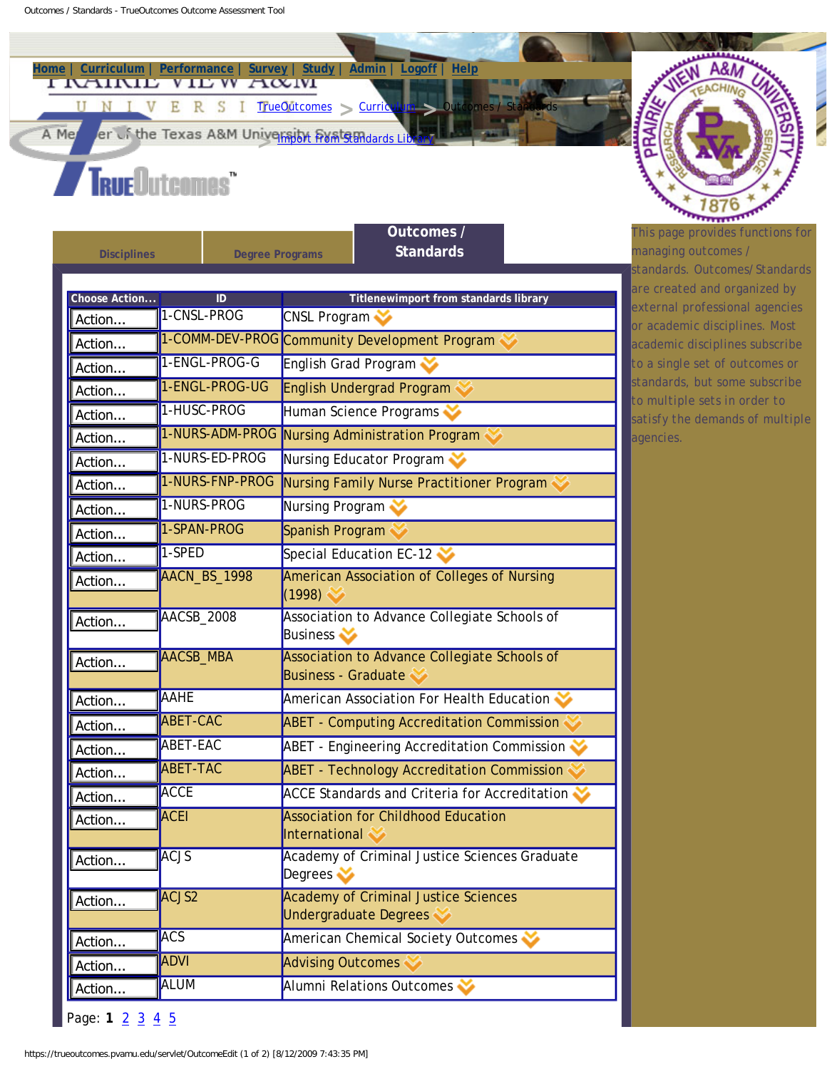Home | Curriculum | Performance | Survey | Study | Admin | Logoff | Help

TrueOutcomes > Curriculum > Outcomes / Standards

Import from Standards Library

Disciplines | Degree Programs | **Outcomes / Standards**

| Choose Action... | ID | Titlenewimport from standards library |
|---|---|---|
| Action... | 1-CNSL-PROG | CNSL Program |
| Action... | 1-COMM-DEV-PROG | Community Development Program |
| Action... | 1-ENGL-PROG-G | English Grad Program |
| Action... | 1-ENGL-PROG-UG | English Undergrad Program |
| Action... | 1-HUSC-PROG | Human Science Programs |
| Action... | 1-NURS-ADM-PROG | Nursing Administration Program |
| Action... | 1-NURS-ED-PROG | Nursing Educator Program |
| Action... | 1-NURS-FNP-PROG | Nursing Family Nurse Practitioner Program |
| Action... | 1-NURS-PROG | Nursing Program |
| Action... | 1-SPAN-PROG | Spanish Program |
| Action... | 1-SPED | Special Education EC-12 |
| Action... | AACN_BS_1998 | American Association of Colleges of Nursing (1998) |
| Action... | AACSB_2008 | Association to Advance Collegiate Schools of Business |
| Action... | AACSB_MBA | Association to Advance Collegiate Schools of Business - Graduate |
| Action... | AAHE | American Association For Health Education |
| Action... | ABET-CAC | ABET - Computing Accreditation Commission |
| Action... | ABET-EAC | ABET - Engineering Accreditation Commission |
| Action... | ABET-TAC | ABET - Technology Accreditation Commission |
| Action... | ACCE | ACCE Standards and Criteria for Accreditation |
| Action... | ACEI | Association for Childhood Education International |
| Action... | ACJS | Academy of Criminal Justice Sciences Graduate Degrees |
| Action... | ACJS2 | Academy of Criminal Justice Sciences Undergraduate Degrees |
| Action... | ACS | American Chemical Society Outcomes |
| Action... | ADVI | Advising Outcomes |
| Action... | ALUM | Alumni Relations Outcomes |

Page: **1** 2 3 4 5

This page provides functions for managing outcomes / standards. Outcomes/Standards are created and organized by external professional agencies or academic disciplines. Most academic disciplines subscribe to a single set of outcomes or standards, but some subscribe to multiple sets in order to satisfy the demands of multiple agencies.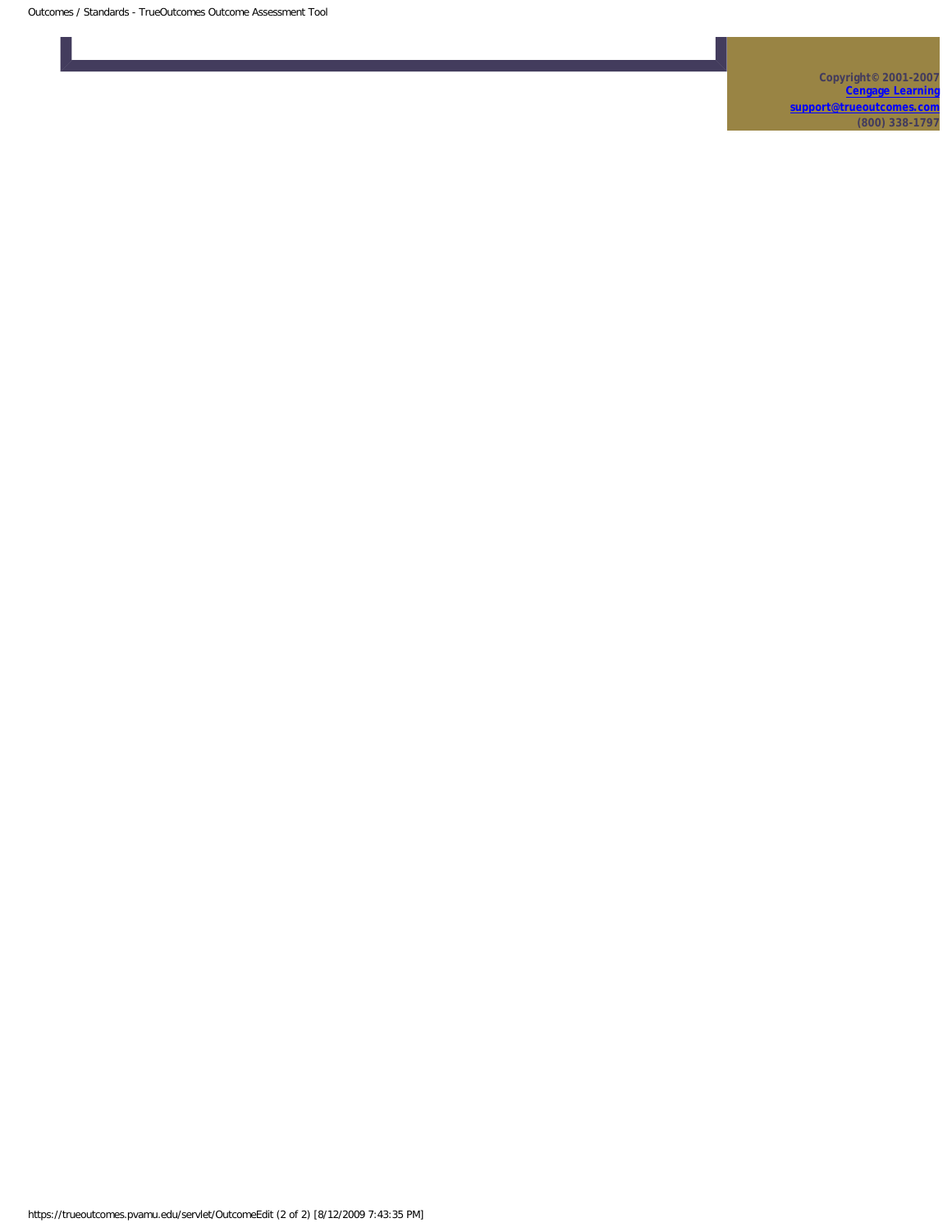Copyright© 2001-2007
Cengage Learning
support@trueoutcomes.com
(800) 338-1797